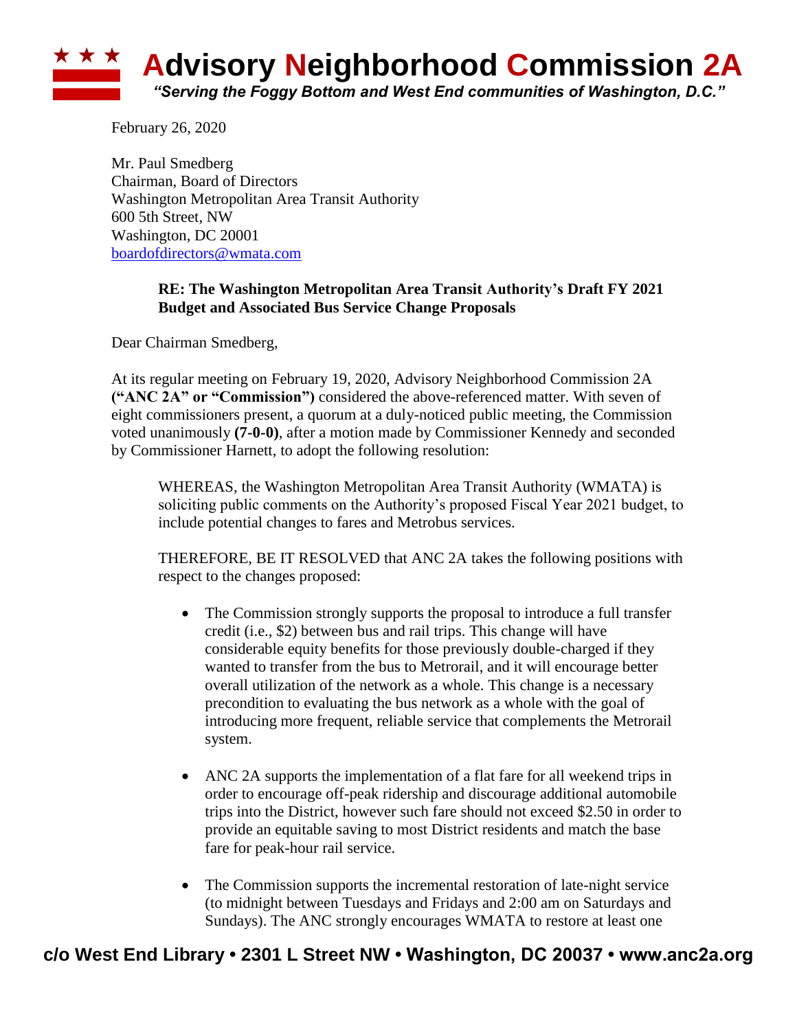# Advisory Neighborhood Commission 2A

*"Serving the Foggy Bottom and West End communities of Washington, D.C."*

February 26, 2020

Mr. Paul Smedberg
Chairman, Board of Directors
Washington Metropolitan Area Transit Authority
600 5th Street, NW
Washington, DC 20001
boardofdirectors@wmata.com

> **RE: The Washington Metropolitan Area Transit Authority's Draft FY 2021 Budget and Associated Bus Service Change Proposals**

Dear Chairman Smedberg,

At its regular meeting on February 19, 2020, Advisory Neighborhood Commission 2A **("ANC 2A" or "Commission")** considered the above-referenced matter. With seven of eight commissioners present, a quorum at a duly-noticed public meeting, the Commission voted unanimously **(7-0-0)**, after a motion made by Commissioner Kennedy and seconded by Commissioner Harnett, to adopt the following resolution:

> WHEREAS, the Washington Metropolitan Area Transit Authority (WMATA) is soliciting public comments on the Authority's proposed Fiscal Year 2021 budget, to include potential changes to fares and Metrobus services.
>
> THEREFORE, BE IT RESOLVED that ANC 2A takes the following positions with respect to the changes proposed:
>
> - The Commission strongly supports the proposal to introduce a full transfer credit (i.e., $2) between bus and rail trips. This change will have considerable equity benefits for those previously double-charged if they wanted to transfer from the bus to Metrorail, and it will encourage better overall utilization of the network as a whole. This change is a necessary precondition to evaluating the bus network as a whole with the goal of introducing more frequent, reliable service that complements the Metrorail system.
>
> - ANC 2A supports the implementation of a flat fare for all weekend trips in order to encourage off-peak ridership and discourage additional automobile trips into the District, however such fare should not exceed $2.50 in order to provide an equitable saving to most District residents and match the base fare for peak-hour rail service.
>
> - The Commission supports the incremental restoration of late-night service (to midnight between Tuesdays and Fridays and 2:00 am on Saturdays and Sundays). The ANC strongly encourages WMATA to restore at least one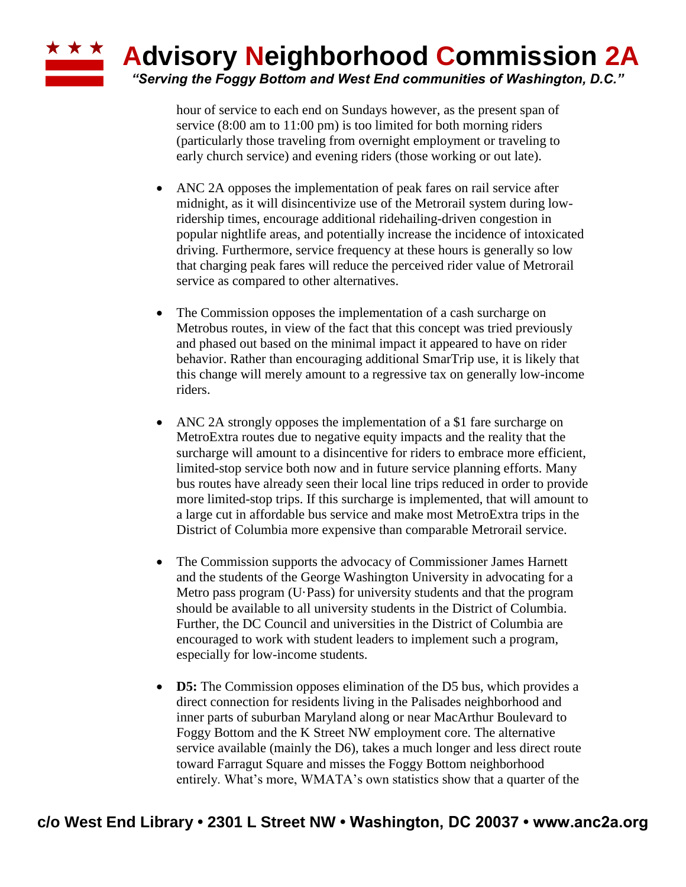hour of service to each end on Sundays however, as the present span of service (8:00 am to 11:00 pm) is too limited for both morning riders (particularly those traveling from overnight employment or traveling to early church service) and evening riders (those working or out late).

- ANC 2A opposes the implementation of peak fares on rail service after midnight, as it will disincentivize use of the Metrorail system during low-ridership times, encourage additional ridehailing-driven congestion in popular nightlife areas, and potentially increase the incidence of intoxicated driving. Furthermore, service frequency at these hours is generally so low that charging peak fares will reduce the perceived rider value of Metrorail service as compared to other alternatives.

- The Commission opposes the implementation of a cash surcharge on Metrobus routes, in view of the fact that this concept was tried previously and phased out based on the minimal impact it appeared to have on rider behavior. Rather than encouraging additional SmarTrip use, it is likely that this change will merely amount to a regressive tax on generally low-income riders.

- ANC 2A strongly opposes the implementation of a $1 fare surcharge on MetroExtra routes due to negative equity impacts and the reality that the surcharge will amount to a disincentive for riders to embrace more efficient, limited-stop service both now and in future service planning efforts. Many bus routes have already seen their local line trips reduced in order to provide more limited-stop trips. If this surcharge is implemented, that will amount to a large cut in affordable bus service and make most MetroExtra trips in the District of Columbia more expensive than comparable Metrorail service.

- The Commission supports the advocacy of Commissioner James Harnett and the students of the George Washington University in advocating for a Metro pass program (U·Pass) for university students and that the program should be available to all university students in the District of Columbia. Further, the DC Council and universities in the District of Columbia are encouraged to work with student leaders to implement such a program, especially for low-income students.

- **D5:** The Commission opposes elimination of the D5 bus, which provides a direct connection for residents living in the Palisades neighborhood and inner parts of suburban Maryland along or near MacArthur Boulevard to Foggy Bottom and the K Street NW employment core. The alternative service available (mainly the D6), takes a much longer and less direct route toward Farragut Square and misses the Foggy Bottom neighborhood entirely. What's more, WMATA's own statistics show that a quarter of the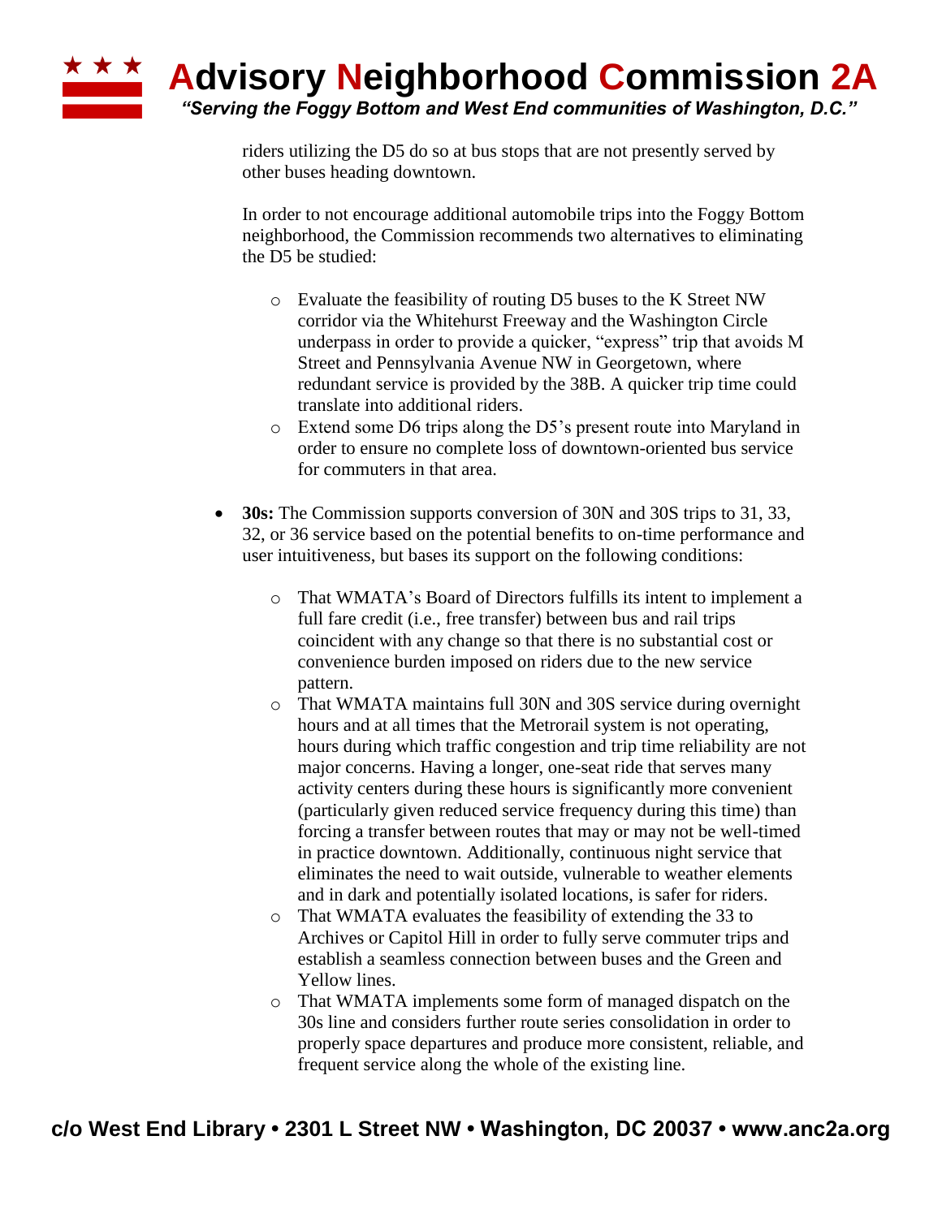riders utilizing the D5 do so at bus stops that are not presently served by other buses heading downtown.

In order to not encourage additional automobile trips into the Foggy Bottom neighborhood, the Commission recommends two alternatives to eliminating the D5 be studied:

- Evaluate the feasibility of routing D5 buses to the K Street NW corridor via the Whitehurst Freeway and the Washington Circle underpass in order to provide a quicker, "express" trip that avoids M Street and Pennsylvania Avenue NW in Georgetown, where redundant service is provided by the 38B. A quicker trip time could translate into additional riders.
- Extend some D6 trips along the D5's present route into Maryland in order to ensure no complete loss of downtown-oriented bus service for commuters in that area.

- **30s:** The Commission supports conversion of 30N and 30S trips to 31, 33, 32, or 36 service based on the potential benefits to on-time performance and user intuitiveness, but bases its support on the following conditions:
  - That WMATA's Board of Directors fulfills its intent to implement a full fare credit (i.e., free transfer) between bus and rail trips coincident with any change so that there is no substantial cost or convenience burden imposed on riders due to the new service pattern.
  - That WMATA maintains full 30N and 30S service during overnight hours and at all times that the Metrorail system is not operating, hours during which traffic congestion and trip time reliability are not major concerns. Having a longer, one-seat ride that serves many activity centers during these hours is significantly more convenient (particularly given reduced service frequency during this time) than forcing a transfer between routes that may or may not be well-timed in practice downtown. Additionally, continuous night service that eliminates the need to wait outside, vulnerable to weather elements and in dark and potentially isolated locations, is safer for riders.
  - That WMATA evaluates the feasibility of extending the 33 to Archives or Capitol Hill in order to fully serve commuter trips and establish a seamless connection between buses and the Green and Yellow lines.
  - That WMATA implements some form of managed dispatch on the 30s line and considers further route series consolidation in order to properly space departures and produce more consistent, reliable, and frequent service along the whole of the existing line.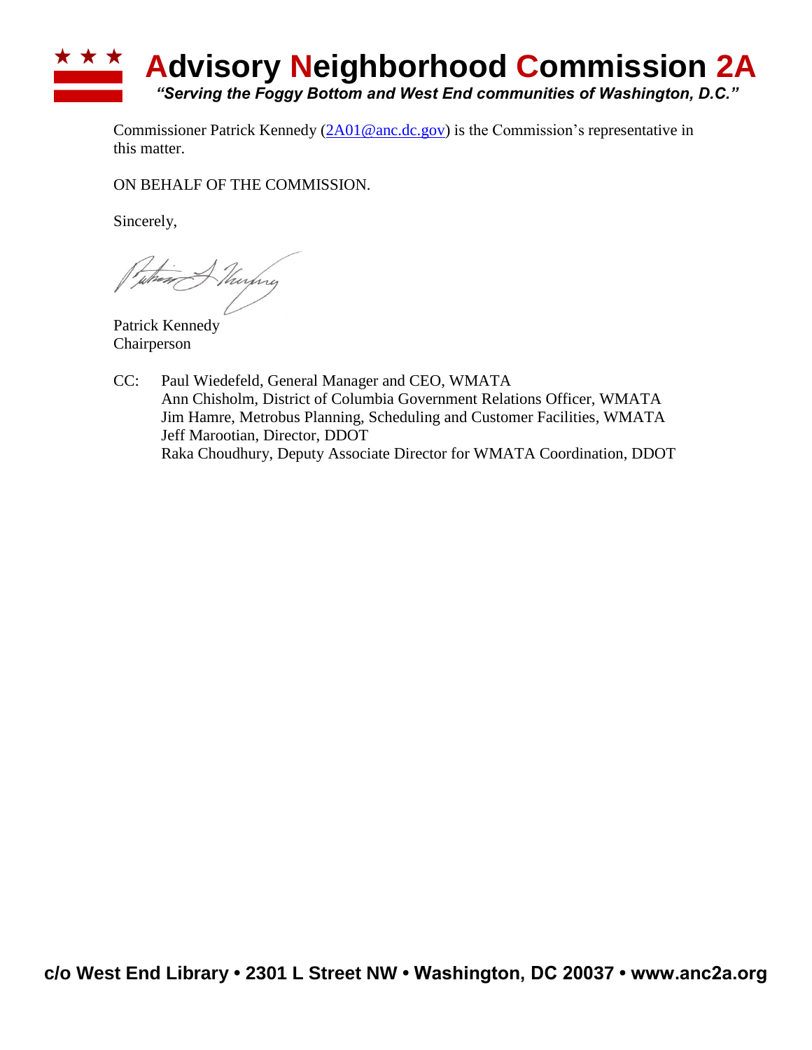Commissioner Patrick Kennedy (2A01@anc.dc.gov) is the Commission's representative in this matter.

ON BEHALF OF THE COMMISSION.

Sincerely,

Patrick Kennedy
Chairperson

CC: Paul Wiedefeld, General Manager and CEO, WMATA
Ann Chisholm, District of Columbia Government Relations Officer, WMATA
Jim Hamre, Metrobus Planning, Scheduling and Customer Facilities, WMATA
Jeff Marootian, Director, DDOT
Raka Choudhury, Deputy Associate Director for WMATA Coordination, DDOT